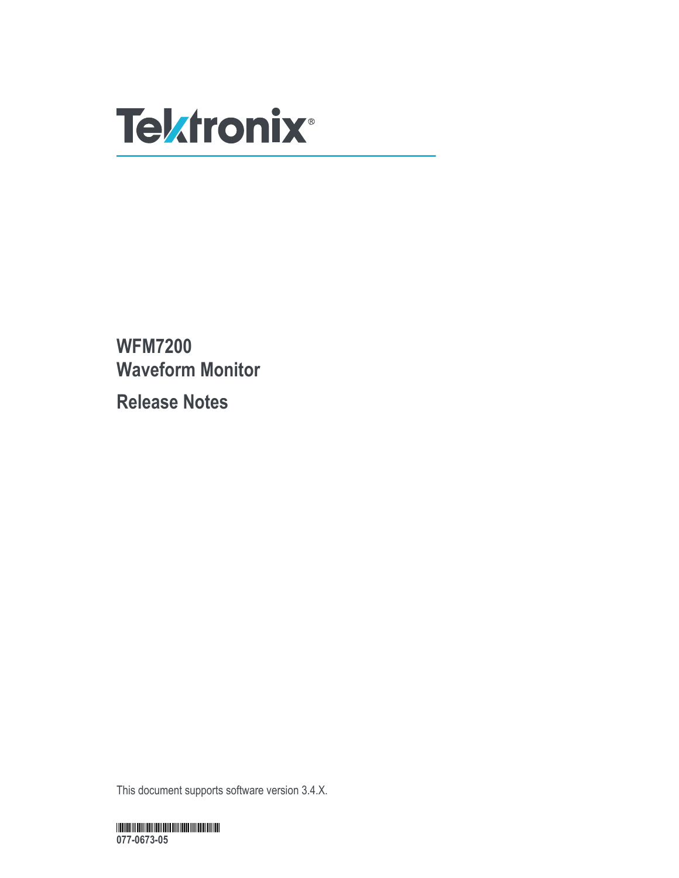Tektronix®

# WFM7200 Waveform Monitor

## Release Notes

This document supports software version 3.4.X.

**077-0673-05**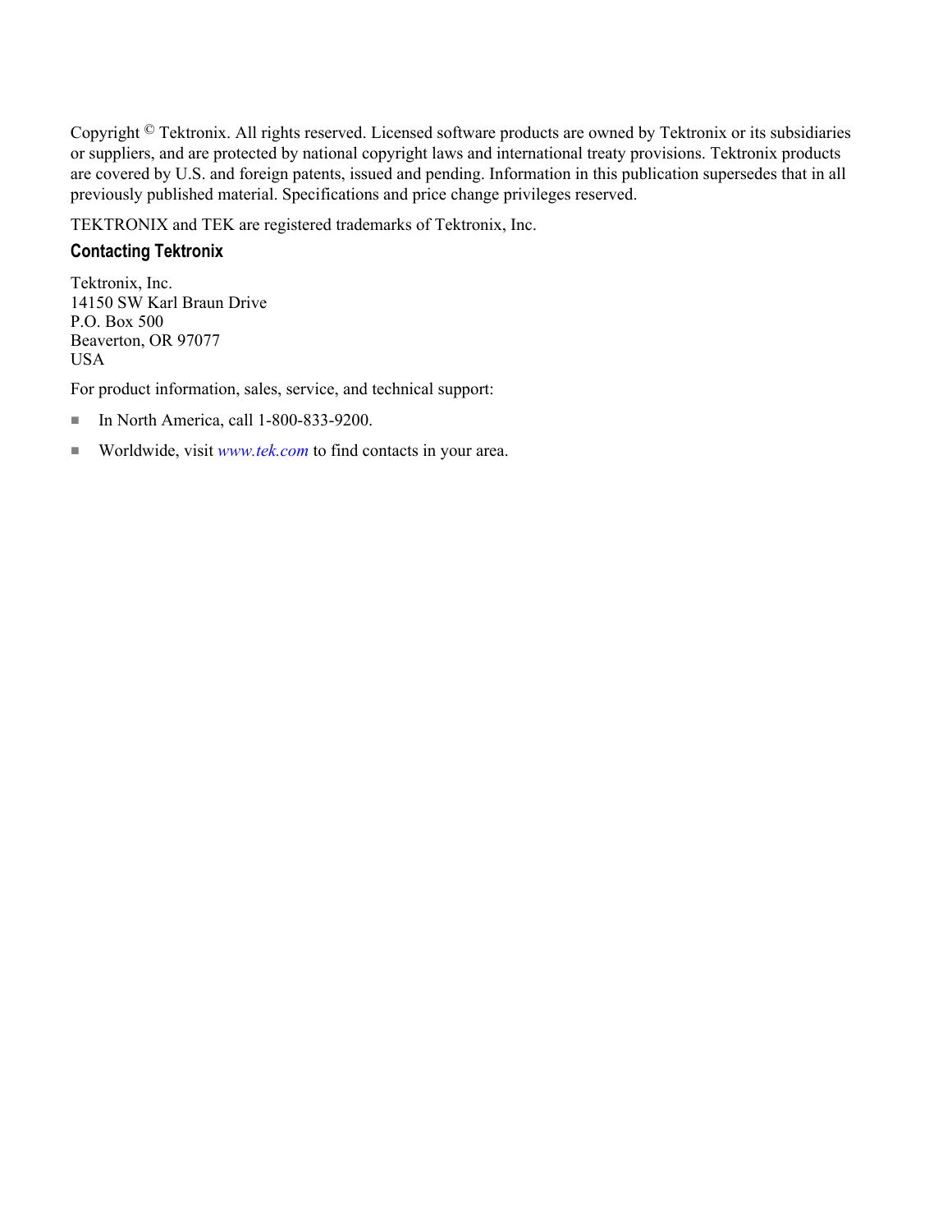Copyright © Tektronix. All rights reserved. Licensed software products are owned by Tektronix or its subsidiaries or suppliers, and are protected by national copyright laws and international treaty provisions. Tektronix products are covered by U.S. and foreign patents, issued and pending. Information in this publication supersedes that in all previously published material. Specifications and price change privileges reserved.

TEKTRONIX and TEK are registered trademarks of Tektronix, Inc.

### Contacting Tektronix

Tektronix, Inc.
14150 SW Karl Braun Drive
P.O. Box 500
Beaverton, OR 97077
USA

For product information, sales, service, and technical support:

- In North America, call 1-800-833-9200.
- Worldwide, visit *www.tek.com* to find contacts in your area.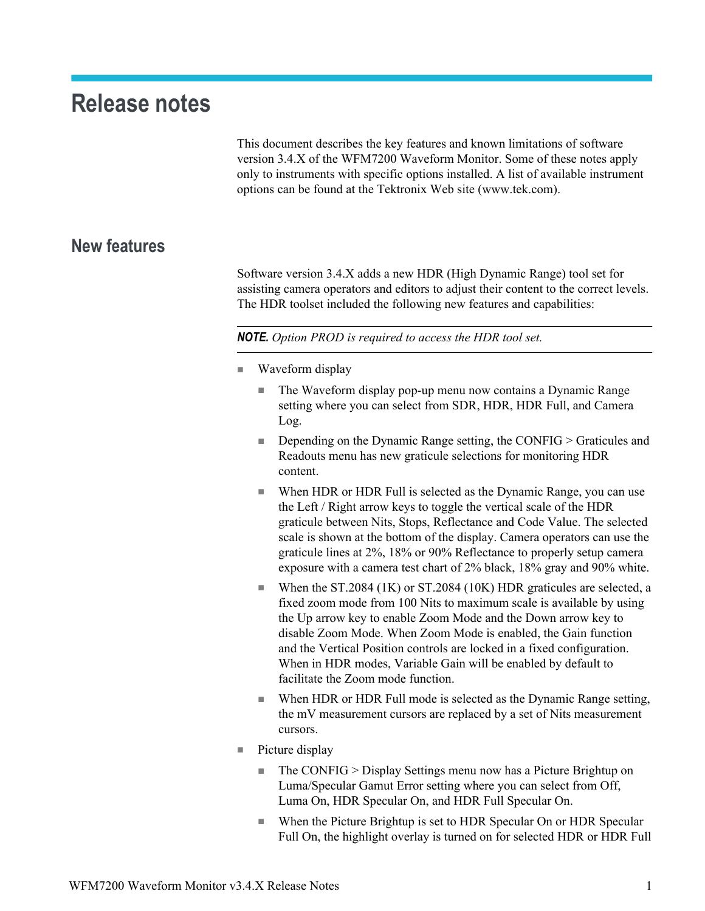# Release notes

This document describes the key features and known limitations of software version 3.4.X of the WFM7200 Waveform Monitor. Some of these notes apply only to instruments with specific options installed. A list of available instrument options can be found at the Tektronix Web site (www.tek.com).

## New features

Software version 3.4.X adds a new HDR (High Dynamic Range) tool set for assisting camera operators and editors to adjust their content to the correct levels. The HDR toolset included the following new features and capabilities:

***NOTE.*** *Option PROD is required to access the HDR tool set.*

- Waveform display
  - The Waveform display pop-up menu now contains a Dynamic Range setting where you can select from SDR, HDR, HDR Full, and Camera Log.
  - Depending on the Dynamic Range setting, the CONFIG > Graticules and Readouts menu has new graticule selections for monitoring HDR content.
  - When HDR or HDR Full is selected as the Dynamic Range, you can use the Left / Right arrow keys to toggle the vertical scale of the HDR graticule between Nits, Stops, Reflectance and Code Value. The selected scale is shown at the bottom of the display. Camera operators can use the graticule lines at 2%, 18% or 90% Reflectance to properly setup camera exposure with a camera test chart of 2% black, 18% gray and 90% white.
  - When the ST.2084 (1K) or ST.2084 (10K) HDR graticules are selected, a fixed zoom mode from 100 Nits to maximum scale is available by using the Up arrow key to enable Zoom Mode and the Down arrow key to disable Zoom Mode. When Zoom Mode is enabled, the Gain function and the Vertical Position controls are locked in a fixed configuration. When in HDR modes, Variable Gain will be enabled by default to facilitate the Zoom mode function.
  - When HDR or HDR Full mode is selected as the Dynamic Range setting, the mV measurement cursors are replaced by a set of Nits measurement cursors.
- Picture display
  - The CONFIG > Display Settings menu now has a Picture Brightup on Luma/Specular Gamut Error setting where you can select from Off, Luma On, HDR Specular On, and HDR Full Specular On.
  - When the Picture Brightup is set to HDR Specular On or HDR Specular Full On, the highlight overlay is turned on for selected HDR or HDR Full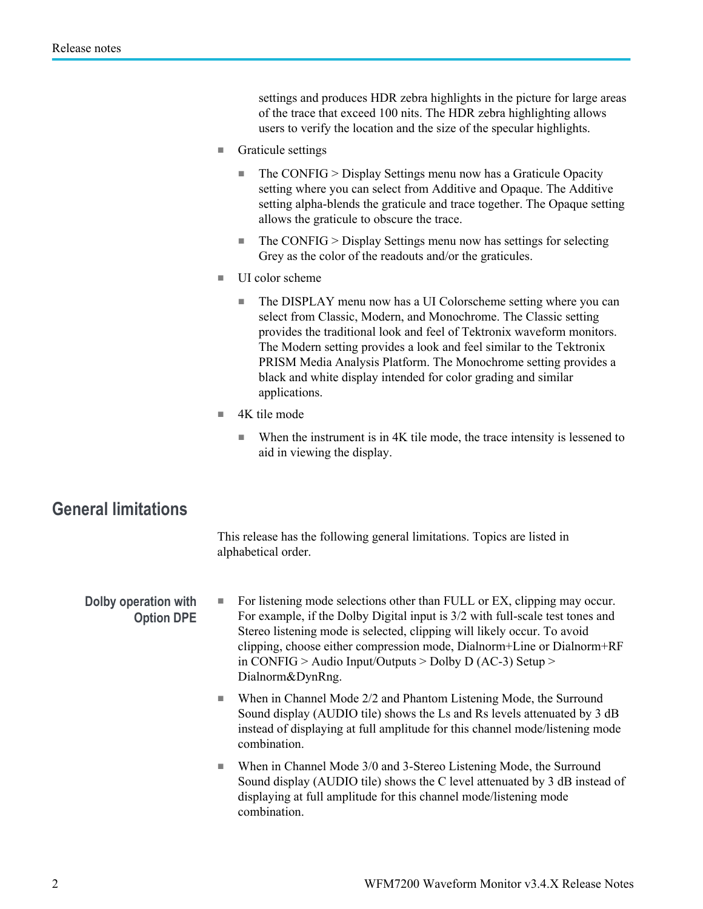settings and produces HDR zebra highlights in the picture for large areas of the trace that exceed 100 nits. The HDR zebra highlighting allows users to verify the location and the size of the specular highlights.

- Graticule settings
  - The CONFIG > Display Settings menu now has a Graticule Opacity setting where you can select from Additive and Opaque. The Additive setting alpha-blends the graticule and trace together. The Opaque setting allows the graticule to obscure the trace.
  - The CONFIG > Display Settings menu now has settings for selecting Grey as the color of the readouts and/or the graticules.
- UI color scheme
  - The DISPLAY menu now has a UI Colorscheme setting where you can select from Classic, Modern, and Monochrome. The Classic setting provides the traditional look and feel of Tektronix waveform monitors. The Modern setting provides a look and feel similar to the Tektronix PRISM Media Analysis Platform. The Monochrome setting provides a black and white display intended for color grading and similar applications.
- 4K tile mode
  - When the instrument is in 4K tile mode, the trace intensity is lessened to aid in viewing the display.

## General limitations

This release has the following general limitations. Topics are listed in alphabetical order.

### Dolby operation with Option DPE

- For listening mode selections other than FULL or EX, clipping may occur. For example, if the Dolby Digital input is 3/2 with full-scale test tones and Stereo listening mode is selected, clipping will likely occur. To avoid clipping, choose either compression mode, Dialnorm+Line or Dialnorm+RF in CONFIG > Audio Input/Outputs > Dolby D (AC-3) Setup > Dialnorm&DynRng.
- When in Channel Mode 2/2 and Phantom Listening Mode, the Surround Sound display (AUDIO tile) shows the Ls and Rs levels attenuated by 3 dB instead of displaying at full amplitude for this channel mode/listening mode combination.
- When in Channel Mode 3/0 and 3-Stereo Listening Mode, the Surround Sound display (AUDIO tile) shows the C level attenuated by 3 dB instead of displaying at full amplitude for this channel mode/listening mode combination.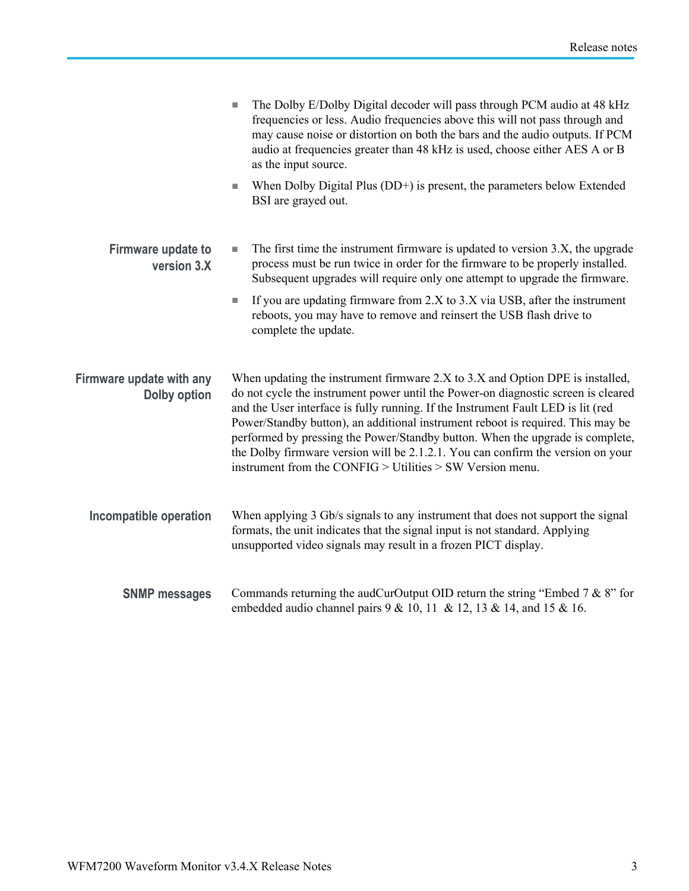- The Dolby E/Dolby Digital decoder will pass through PCM audio at 48 kHz frequencies or less. Audio frequencies above this will not pass through and may cause noise or distortion on both the bars and the audio outputs. If PCM audio at frequencies greater than 48 kHz is used, choose either AES A or B as the input source.
- When Dolby Digital Plus (DD+) is present, the parameters below Extended BSI are grayed out.

### Firmware update to version 3.X

- The first time the instrument firmware is updated to version 3.X, the upgrade process must be run twice in order for the firmware to be properly installed. Subsequent upgrades will require only one attempt to upgrade the firmware.
- If you are updating firmware from 2.X to 3.X via USB, after the instrument reboots, you may have to remove and reinsert the USB flash drive to complete the update.

### Firmware update with any Dolby option

When updating the instrument firmware 2.X to 3.X and Option DPE is installed, do not cycle the instrument power until the Power-on diagnostic screen is cleared and the User interface is fully running. If the Instrument Fault LED is lit (red Power/Standby button), an additional instrument reboot is required. This may be performed by pressing the Power/Standby button. When the upgrade is complete, the Dolby firmware version will be 2.1.2.1. You can confirm the version on your instrument from the CONFIG > Utilities > SW Version menu.

### Incompatible operation

When applying 3 Gb/s signals to any instrument that does not support the signal formats, the unit indicates that the signal input is not standard. Applying unsupported video signals may result in a frozen PICT display.

### SNMP messages

Commands returning the audCurOutput OID return the string "Embed 7 & 8" for embedded audio channel pairs 9 & 10, 11 & 12, 13 & 14, and 15 & 16.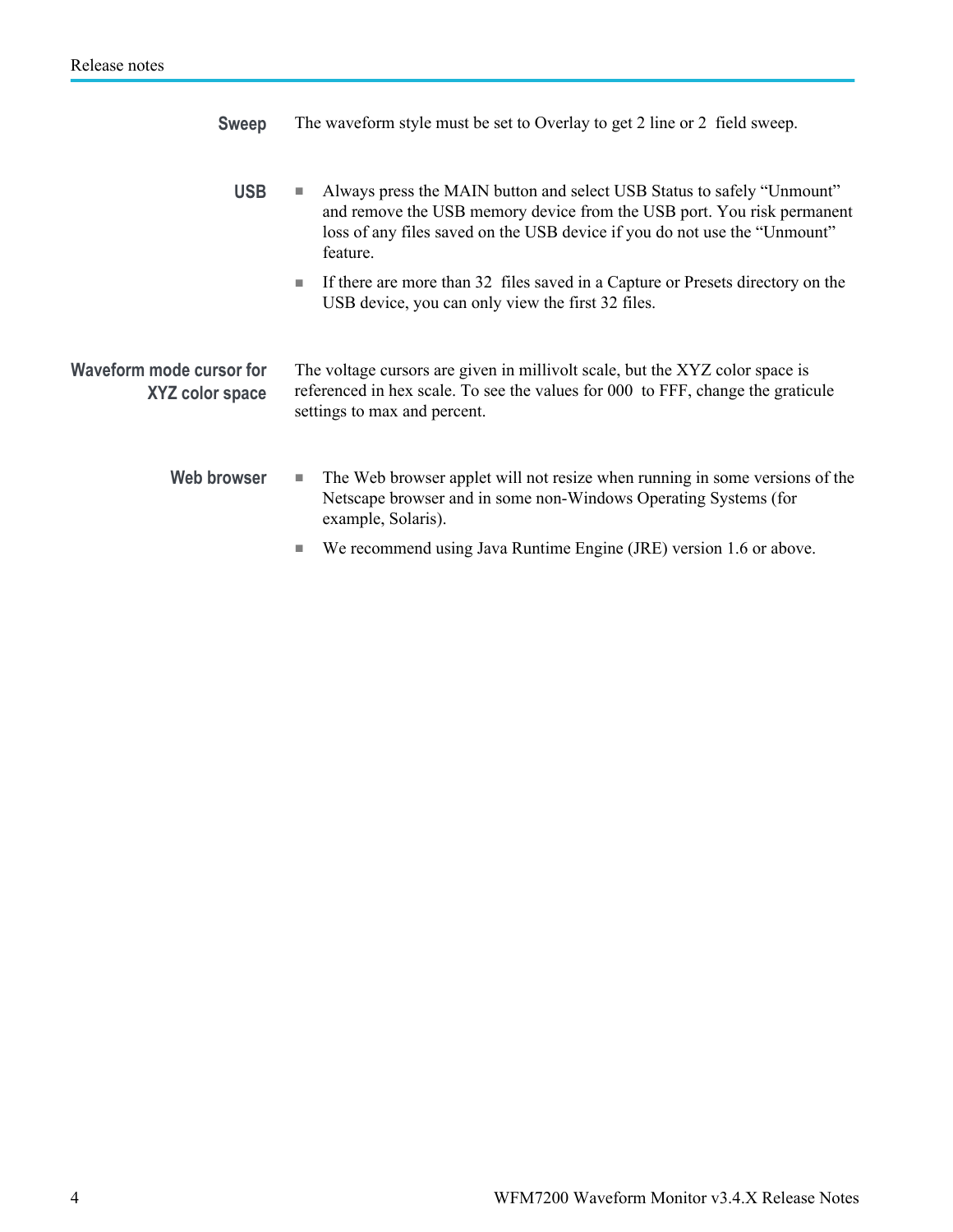### Sweep

The waveform style must be set to Overlay to get 2 line or 2 field sweep.

### USB

- Always press the MAIN button and select USB Status to safely "Unmount" and remove the USB memory device from the USB port. You risk permanent loss of any files saved on the USB device if you do not use the "Unmount" feature.
- If there are more than 32 files saved in a Capture or Presets directory on the USB device, you can only view the first 32 files.

### Waveform mode cursor for XYZ color space

The voltage cursors are given in millivolt scale, but the XYZ color space is referenced in hex scale. To see the values for 000 to FFF, change the graticule settings to max and percent.

### Web browser

- The Web browser applet will not resize when running in some versions of the Netscape browser and in some non-Windows Operating Systems (for example, Solaris).
- We recommend using Java Runtime Engine (JRE) version 1.6 or above.